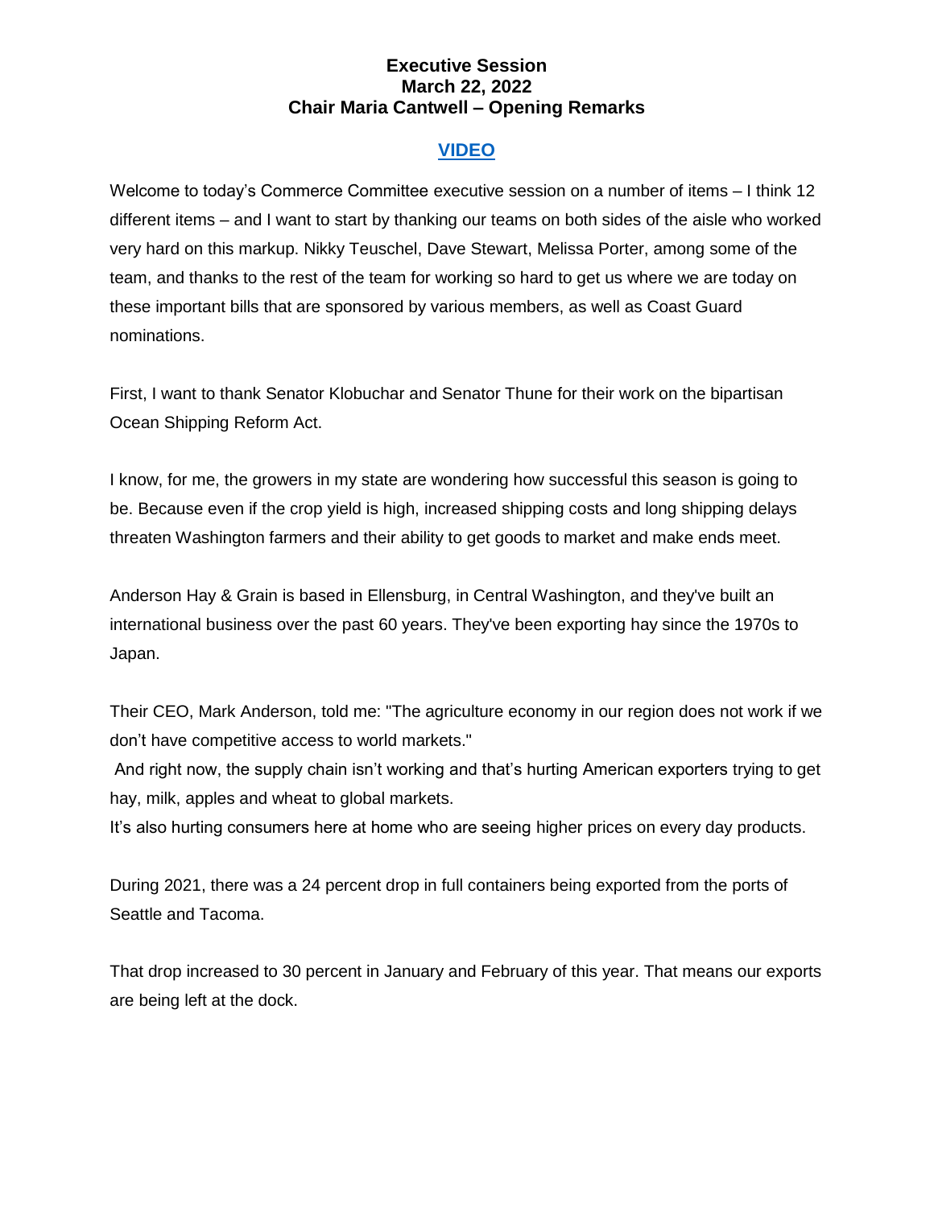# Executive Session
## March 22, 2022
## Chair Maria Cantwell – Opening Remarks

**VIDEO**

Welcome to today's Commerce Committee executive session on a number of items – I think 12 different items – and I want to start by thanking our teams on both sides of the aisle who worked very hard on this markup. Nikky Teuschel, Dave Stewart, Melissa Porter, among some of the team, and thanks to the rest of the team for working so hard to get us where we are today on these important bills that are sponsored by various members, as well as Coast Guard nominations.

First, I want to thank Senator Klobuchar and Senator Thune for their work on the bipartisan Ocean Shipping Reform Act.

I know, for me, the growers in my state are wondering how successful this season is going to be. Because even if the crop yield is high, increased shipping costs and long shipping delays threaten Washington farmers and their ability to get goods to market and make ends meet.

Anderson Hay & Grain is based in Ellensburg, in Central Washington, and they've built an international business over the past 60 years. They've been exporting hay since the 1970s to Japan.

Their CEO, Mark Anderson, told me: "The agriculture economy in our region does not work if we don't have competitive access to world markets."

And right now, the supply chain isn't working and that's hurting American exporters trying to get hay, milk, apples and wheat to global markets.

It's also hurting consumers here at home who are seeing higher prices on every day products.

During 2021, there was a 24 percent drop in full containers being exported from the ports of Seattle and Tacoma.

That drop increased to 30 percent in January and February of this year. That means our exports are being left at the dock.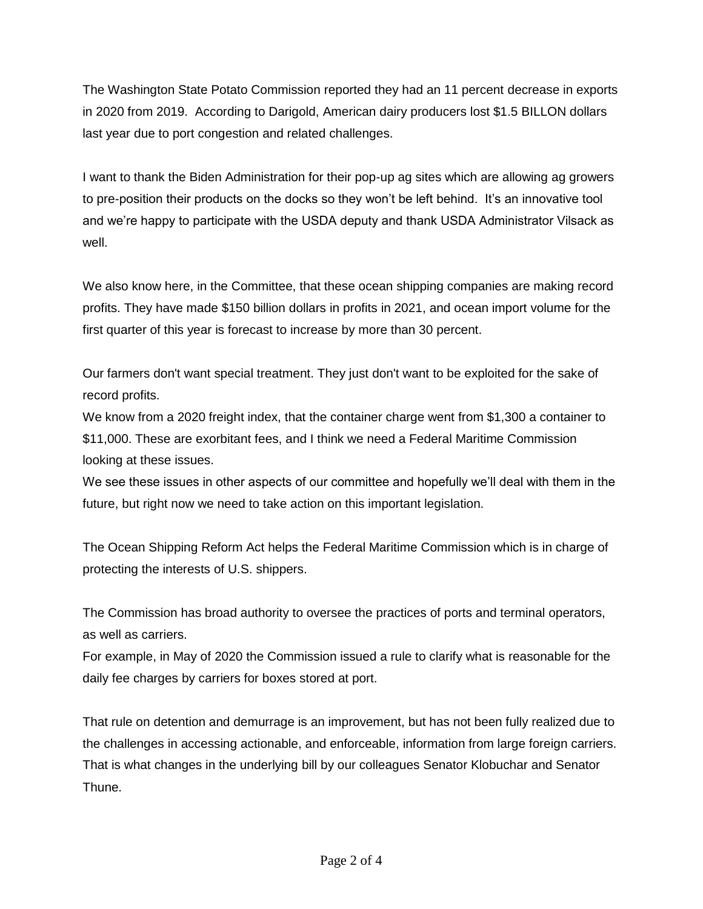The Washington State Potato Commission reported they had an 11 percent decrease in exports in 2020 from 2019. According to Darigold, American dairy producers lost $1.5 BILLON dollars last year due to port congestion and related challenges.

I want to thank the Biden Administration for their pop-up ag sites which are allowing ag growers to pre-position their products on the docks so they won't be left behind. It's an innovative tool and we're happy to participate with the USDA deputy and thank USDA Administrator Vilsack as well.

We also know here, in the Committee, that these ocean shipping companies are making record profits. They have made $150 billion dollars in profits in 2021, and ocean import volume for the first quarter of this year is forecast to increase by more than 30 percent.

Our farmers don't want special treatment. They just don't want to be exploited for the sake of record profits.

We know from a 2020 freight index, that the container charge went from $1,300 a container to $11,000. These are exorbitant fees, and I think we need a Federal Maritime Commission looking at these issues.

We see these issues in other aspects of our committee and hopefully we'll deal with them in the future, but right now we need to take action on this important legislation.

The Ocean Shipping Reform Act helps the Federal Maritime Commission which is in charge of protecting the interests of U.S. shippers.

The Commission has broad authority to oversee the practices of ports and terminal operators, as well as carriers.

For example, in May of 2020 the Commission issued a rule to clarify what is reasonable for the daily fee charges by carriers for boxes stored at port.

That rule on detention and demurrage is an improvement, but has not been fully realized due to the challenges in accessing actionable, and enforceable, information from large foreign carriers. That is what changes in the underlying bill by our colleagues Senator Klobuchar and Senator Thune.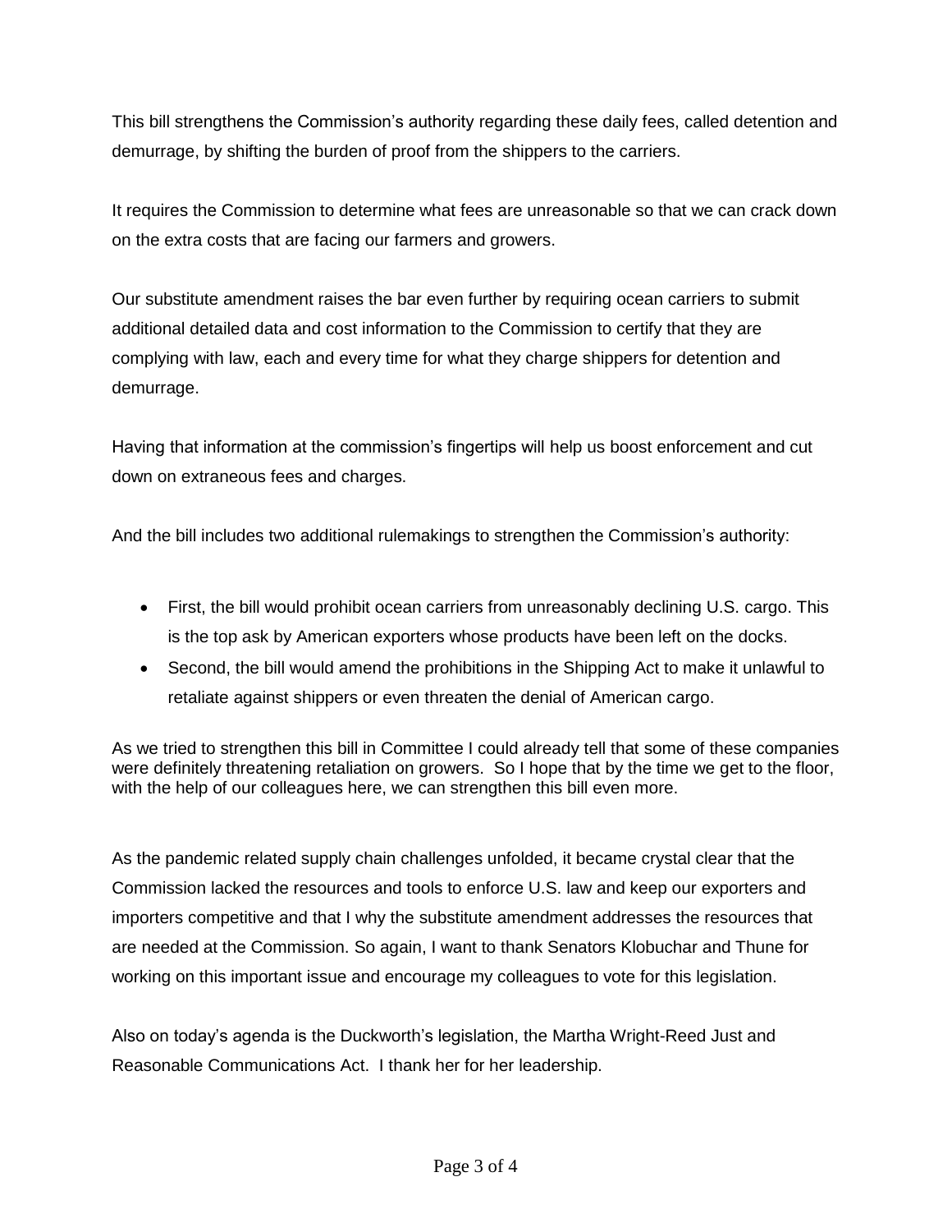This bill strengthens the Commission's authority regarding these daily fees, called detention and demurrage, by shifting the burden of proof from the shippers to the carriers.

It requires the Commission to determine what fees are unreasonable so that we can crack down on the extra costs that are facing our farmers and growers.

Our substitute amendment raises the bar even further by requiring ocean carriers to submit additional detailed data and cost information to the Commission to certify that they are complying with law, each and every time for what they charge shippers for detention and demurrage.

Having that information at the commission's fingertips will help us boost enforcement and cut down on extraneous fees and charges.

And the bill includes two additional rulemakings to strengthen the Commission's authority:

- First, the bill would prohibit ocean carriers from unreasonably declining U.S. cargo. This is the top ask by American exporters whose products have been left on the docks.
- Second, the bill would amend the prohibitions in the Shipping Act to make it unlawful to retaliate against shippers or even threaten the denial of American cargo.

As we tried to strengthen this bill in Committee I could already tell that some of these companies were definitely threatening retaliation on growers. So I hope that by the time we get to the floor, with the help of our colleagues here, we can strengthen this bill even more.

As the pandemic related supply chain challenges unfolded, it became crystal clear that the Commission lacked the resources and tools to enforce U.S. law and keep our exporters and importers competitive and that I why the substitute amendment addresses the resources that are needed at the Commission. So again, I want to thank Senators Klobuchar and Thune for working on this important issue and encourage my colleagues to vote for this legislation.

Also on today's agenda is the Duckworth's legislation, the Martha Wright-Reed Just and Reasonable Communications Act. I thank her for her leadership.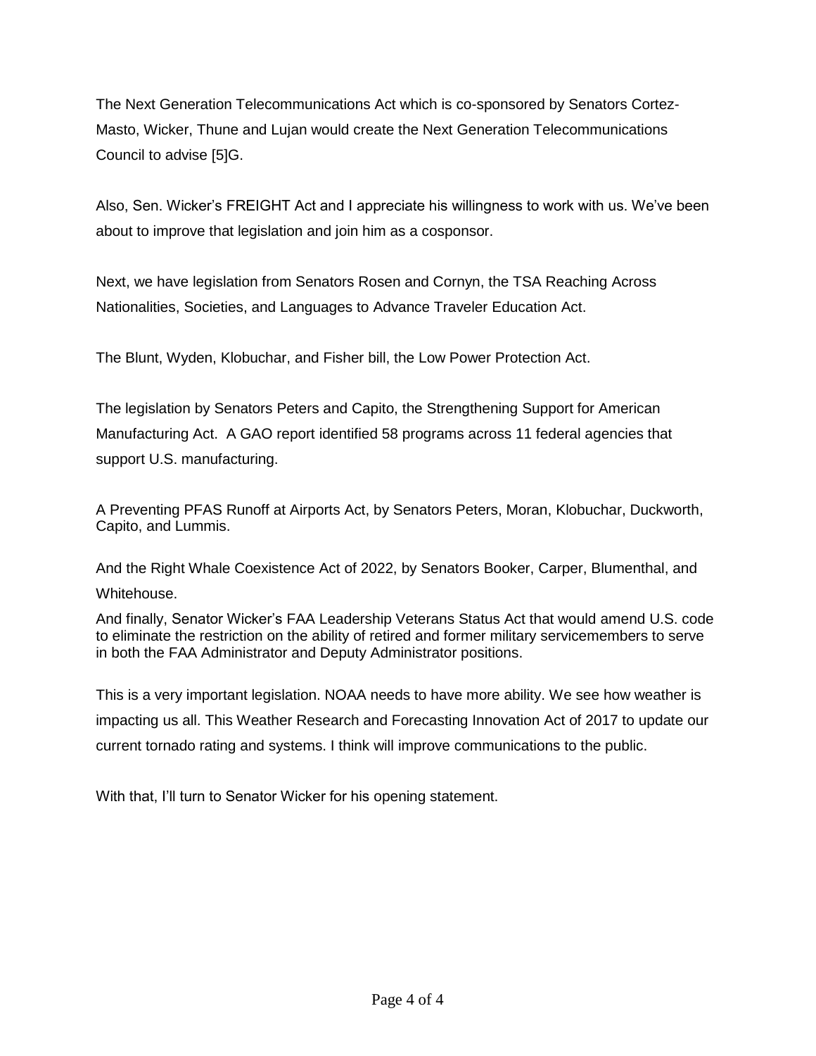The Next Generation Telecommunications Act which is co-sponsored by Senators Cortez-Masto, Wicker, Thune and Lujan would create the Next Generation Telecommunications Council to advise [5]G.

Also, Sen. Wicker's FREIGHT Act and I appreciate his willingness to work with us. We've been about to improve that legislation and join him as a cosponsor.

Next, we have legislation from Senators Rosen and Cornyn, the TSA Reaching Across Nationalities, Societies, and Languages to Advance Traveler Education Act.

The Blunt, Wyden, Klobuchar, and Fisher bill, the Low Power Protection Act.

The legislation by Senators Peters and Capito, the Strengthening Support for American Manufacturing Act. A GAO report identified 58 programs across 11 federal agencies that support U.S. manufacturing.

A Preventing PFAS Runoff at Airports Act, by Senators Peters, Moran, Klobuchar, Duckworth, Capito, and Lummis.

And the Right Whale Coexistence Act of 2022, by Senators Booker, Carper, Blumenthal, and Whitehouse.

And finally, Senator Wicker's FAA Leadership Veterans Status Act that would amend U.S. code to eliminate the restriction on the ability of retired and former military servicemembers to serve in both the FAA Administrator and Deputy Administrator positions.

This is a very important legislation. NOAA needs to have more ability. We see how weather is impacting us all. This Weather Research and Forecasting Innovation Act of 2017 to update our current tornado rating and systems. I think will improve communications to the public.

With that, I'll turn to Senator Wicker for his opening statement.